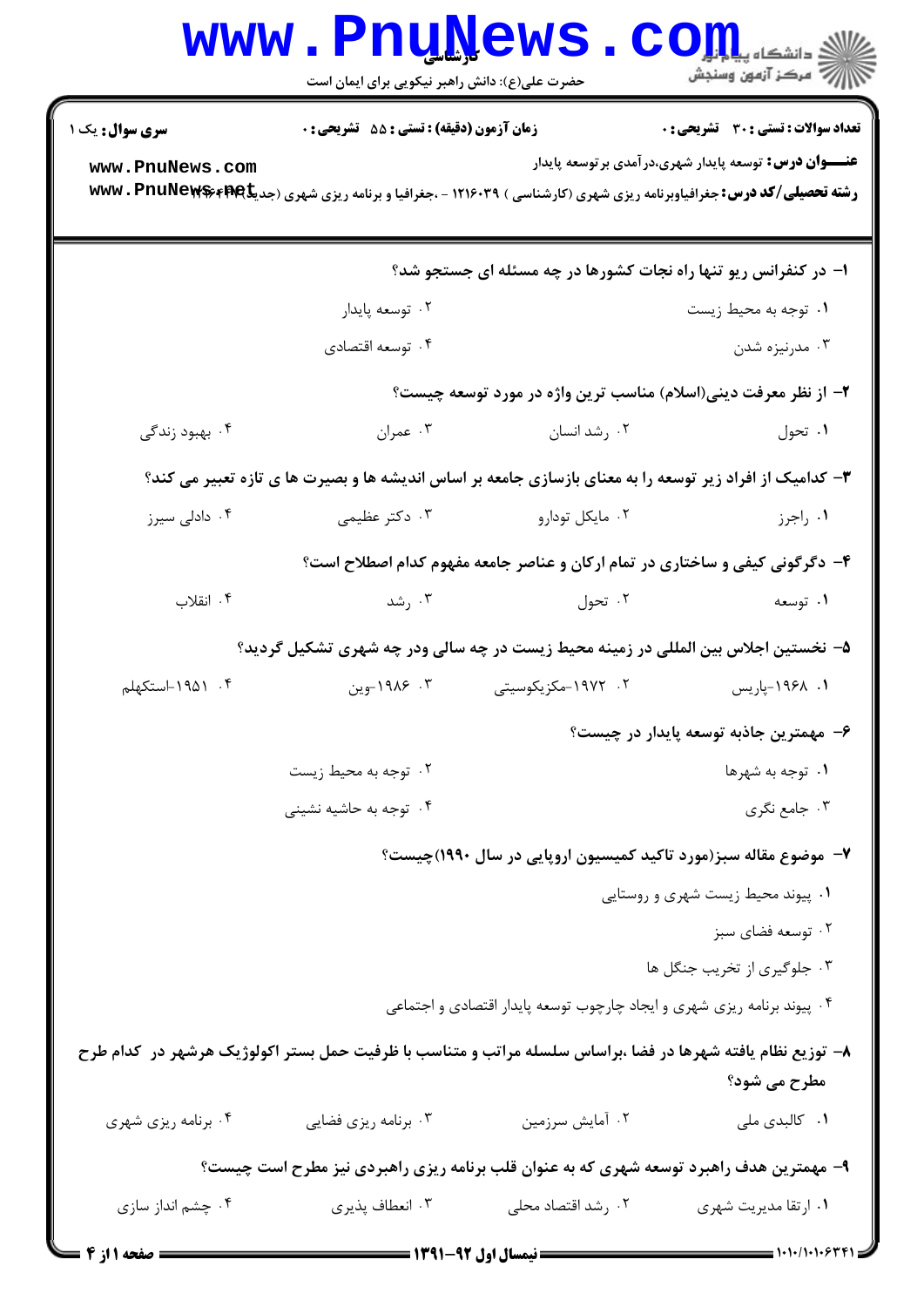کارشناسی

حضرت علی(ع): دانش راهبر نیکویی برای ایمان است

**سری سوال:** یک ۱

**زمان آزمون (دقیقه) : تستی : ۵۵ تشریحی : ۰**

**تعداد سوالات : تستی : ۳۰ تشریحی : ۰**

**عنـــوان درس:** توسعه پایدار شهری،درآمدی بر توسعه پایدار

**رشته تحصیلی/کد درس:** جغرافیاوبرنامه ریزی شهری (کارشناسی ) ۱۲۱۶۰۳۹ - ،جغرافیا و برنامه ریزی شهری (جدید) ۱۲۱۶۴۰۳

**۱- در کنفرانس ریو تنها راه نجات کشورها در چه مسئله ای جستجو شد؟**

۱. توجه به محیط زیست
۲. توسعه پایدار
۳. مدرنیزه شدن
۴. توسعه اقتصادی

**۲- از نظر معرفت دینی(اسلام) مناسب ترین واژه در مورد توسعه چیست؟**

۱. تحول
۲. رشد انسان
۳. عمران
۴. بهبود زندگی

**۳- کدامیک از افراد زیر توسعه را به معنای بازسازی جامعه بر اساس اندیشه ها و بصیرت ها ی تازه تعبیر می کند؟**

۱. راجرز
۲. مایکل تودارو
۳. دکتر عظیمی
۴. دادلی سیرز

**۴- دگرگونی کیفی و ساختاری در تمام ارکان و عناصر جامعه مفهوم کدام اصطلاح است؟**

۱. توسعه
۲. تحول
۳. رشد
۴. انقلاب

**۵- نخستین اجلاس بین المللی در زمینه محیط زیست در چه سالی ودر چه شهری تشکیل گردید؟**

۱. ۱۹۶۸-پاریس
۲. ۱۹۷۲-مکزیکوسیتی
۳. ۱۹۸۶-وین
۴. ۱۹۵۱-استکهلم

**۶- مهمترین جاذبه توسعه پایدار در چیست؟**

۱. توجه به شهرها
۲. توجه به محیط زیست
۳. جامع نگری
۴. توجه به حاشیه نشینی

**۷- موضوع مقاله سبز(مورد تاکید کمیسیون اروپایی در سال ۱۹۹۰)چیست؟**

۱. پیوند محیط زیست شهری و روستایی
۲. توسعه فضای سبز
۳. جلوگیری از تخریب جنگل ها
۴. پیوند برنامه ریزی شهری و ایجاد چارچوب توسعه پایدار اقتصادی و اجتماعی

**۸- توزیع نظام یافته شهرها در فضا ،براساس سلسله مراتب و متناسب با ظرفیت حمل بستر اکولوژیک هرشهر در کدام طرح مطرح می شود؟**

۱. کالبدی ملی
۲. آمایش سرزمین
۳. برنامه ریزی فضایی
۴. برنامه ریزی شهری

**۹- مهمترین هدف راهبرد توسعه شهری که به عنوان قلب برنامه ریزی راهبردی نیز مطرح است چیست؟**

۱. ارتقا مدیریت شهری
۲. رشد اقتصاد محلی
۳. انعطاف پذیری
۴. چشم انداز سازی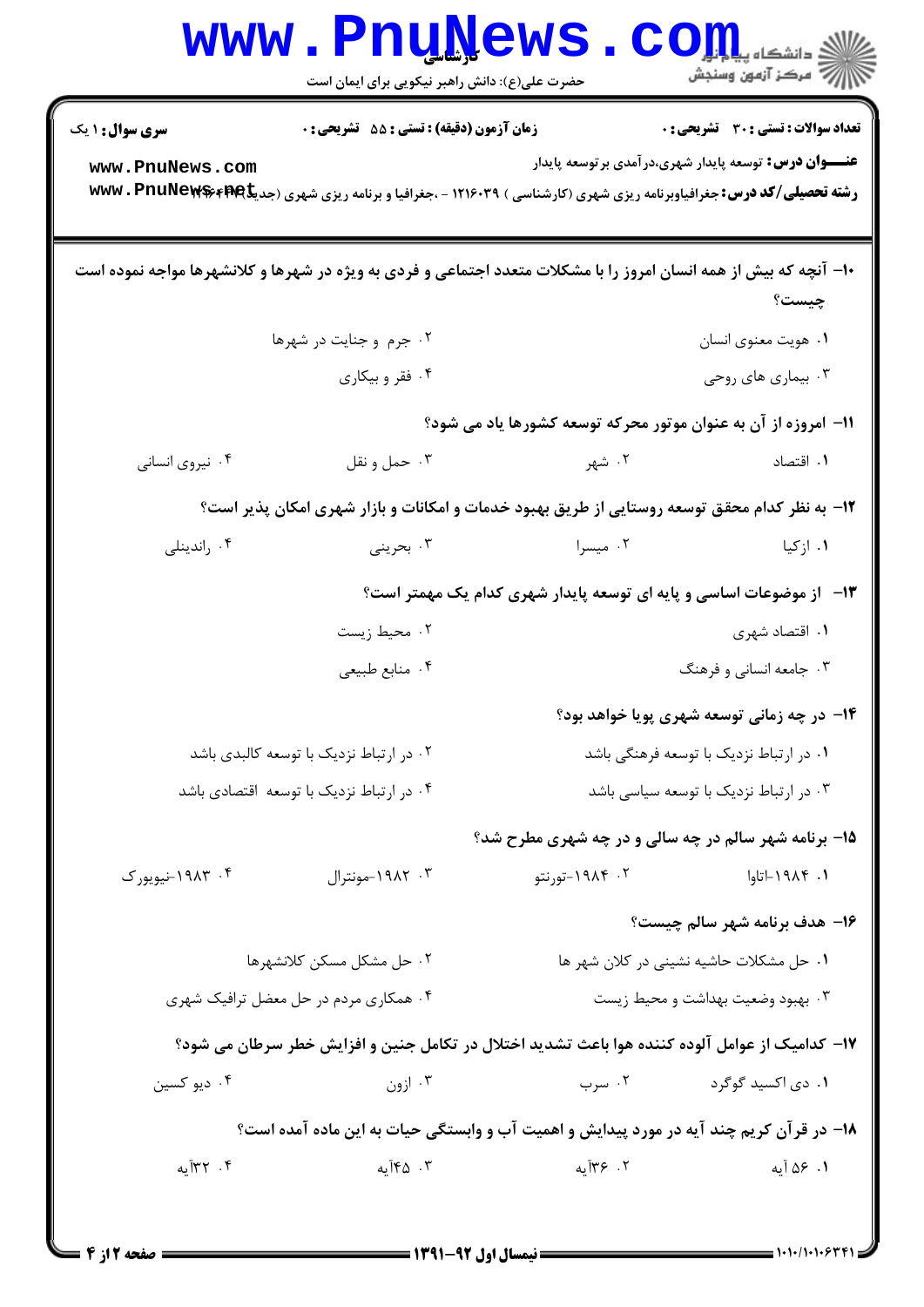۱۰- آنچه که بیش از همه انسان امروز را با مشکلات متعدد اجتماعی و فردی به ویژه در شهرها و کلانشهرها مواجه نموده است چیست؟

۱. هویت معنوی انسان

۲. جرم و جنایت در شهرها

۳. بیماری های روحی

۴. فقر و بیکاری

۱۱- امروزه از آن به عنوان موتور محرکه توسعه کشورها یاد می شود؟

۱. اقتصاد

۲. شهر

۳. حمل و نقل

۴. نیروی انسانی

۱۲- به نظر کدام محقق توسعه روستایی از طریق بهبود خدمات و امکانات و بازار شهری امکان پذیر است؟

۱. ازکیا

۲. میسرا

۳. بحرینی

۴. راندینلی

۱۳- از موضوعات اساسی و پایه ای توسعه پایدار شهری کدام یک مهمتر است؟

۱. اقتصاد شهری

۲. محیط زیست

۳. جامعه انسانی و فرهنگ

۴. منابع طبیعی

۱۴- در چه زمانی توسعه شهری پویا خواهد بود؟

۱. در ارتباط نزدیک با توسعه فرهنگی باشد

۲. در ارتباط نزدیک با توسعه کالبدی باشد

۳. در ارتباط نزدیک با توسعه سیاسی باشد

۴. در ارتباط نزدیک با توسعه اقتصادی باشد

۱۵- برنامه شهر سالم در چه سالی و در چه شهری مطرح شد؟

۱. ۱۹۸۴-اتاوا

۲. ۱۹۸۴-تورنتو

۳. ۱۹۸۲-مونترال

۴. ۱۹۸۳-نیویورک

۱۶- هدف برنامه شهر سالم چیست؟

۱. حل مشکلات حاشیه نشینی در کلان شهر ها

۲. حل مشکل مسکن کلانشهرها

۳. بهبود وضعیت بهداشت و محیط زیست

۴. همکاری مردم در حل معضل ترافیک شهری

۱۷- کدامیک از عوامل آلوده کننده هوا باعث تشدید اختلال در تکامل جنین و افزایش خطر سرطان می شود؟

۱. دی اکسید گوگرد

۲. سرب

۳. ازون

۴. دیو کسین

۱۸- در قرآن کریم چند آیه در مورد پیدایش و اهمیت آب و وابستگی حیات به این ماده آمده است؟

۱. ۵۶ آیه

۲. ۳۶آیه

۳. ۴۵آیه

۴. ۳۲آیه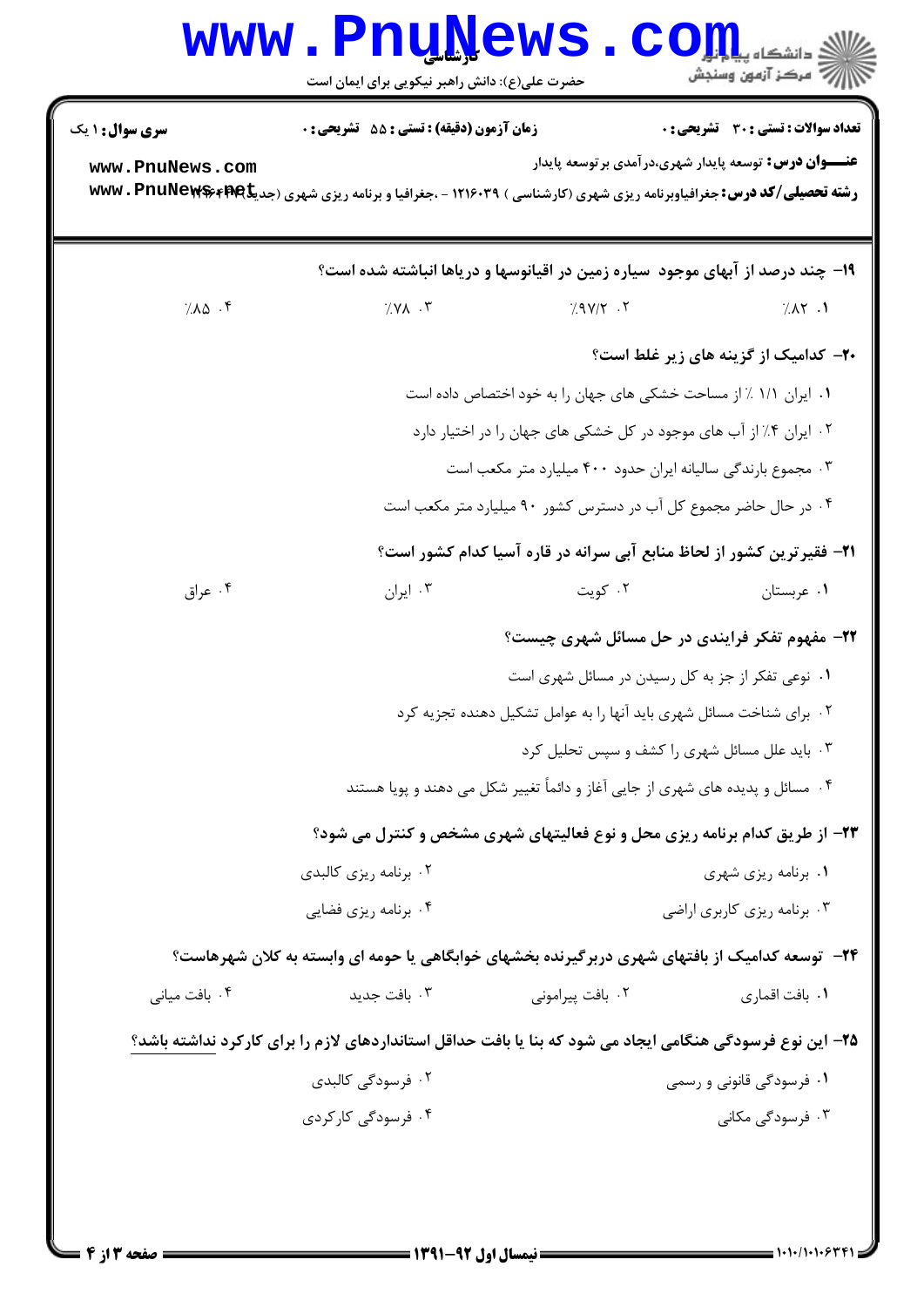**تعداد سوالات : تستی : ۳۰ تشریحی : ۰** | **زمان آزمون (دقیقه) : تستی : ۵۵ تشریحی : ۰** | **سری سوال : ۱ یک**

**عنـــوان درس:** توسعه پایدار شهری،درآمدی برتوسعه پایدار

**رشته تحصیلی/کد درس:** جغرافیاوبرنامه ریزی شهری (کارشناسی ) ۱۲۱۶۰۳۹ - ،جغرافیا و برنامه ریزی شهری (جدید)

**۱۹- چند درصد از آبهای موجود سیاره زمین در اقیانوسها و دریاها انباشته شده است؟**

۱. ٪۸۲ &nbsp;&nbsp; ۲. ٪۹۷/۲ &nbsp;&nbsp; ۳. ٪۷۸ &nbsp;&nbsp; ۴. ٪۸۵

**۲۰- کدامیک از گزینه های زیر غلط است؟**

۱. ایران ۱/۱ ٪ از مساحت خشکی های جهان را به خود اختصاص داده است

۲. ایران ۴٪ از آب های موجود در کل خشکی های جهان را در اختیار دارد

۳. مجموع بارندگی سالیانه ایران حدود ۴۰۰ میلیارد متر مکعب است

۴. در حال حاضر مجموع کل آب در دسترس کشور ۹۰ میلیارد متر مکعب است

**۲۱- فقیرترین کشور از لحاظ منابع آبی سرانه در قاره آسیا کدام کشور است؟**

۱. عربستان &nbsp;&nbsp; ۲. کویت &nbsp;&nbsp; ۳. ایران &nbsp;&nbsp; ۴. عراق

**۲۲- مفهوم تفکر فرایندی در حل مسائل شهری چیست؟**

۱. نوعی تفکر از جز به کل رسیدن در مسائل شهری است

۲. برای شناخت مسائل شهری باید آنها را به عوامل تشکیل دهنده تجزیه کرد

۳. باید علل مسائل شهری را کشف و سپس تحلیل کرد

۴. مسائل و پدیده های شهری از جایی آغاز و دائماً تغییر شکل می دهند و پویا هستند

**۲۳- از طریق کدام برنامه ریزی محل و نوع فعالیتهای شهری مشخص و کنترل می شود؟**

۱. برنامه ریزی شهری &nbsp;&nbsp; ۲. برنامه ریزی کالبدی

۳. برنامه ریزی کاربری اراضی &nbsp;&nbsp; ۴. برنامه ریزی فضایی

**۲۴- توسعه کدامیک از بافتهای شهری دربرگیرنده بخشهای خوابگاهی یا حومه ای وابسته به کلان شهرهاست؟**

۱. بافت اقماری &nbsp;&nbsp; ۲. بافت پیرامونی &nbsp;&nbsp; ۳. بافت جدید &nbsp;&nbsp; ۴. بافت میانی

**۲۵- این نوع فرسودگی هنگامی ایجاد می شود که بنا یا بافت حداقل استانداردهای لازم را برای کارکرد نداشته باشد؟**

۱. فرسودگی قانونی و رسمی &nbsp;&nbsp; ۲. فرسودگی کالبدی

۳. فرسودگی مکانی &nbsp;&nbsp; ۴. فرسودگی کارکردی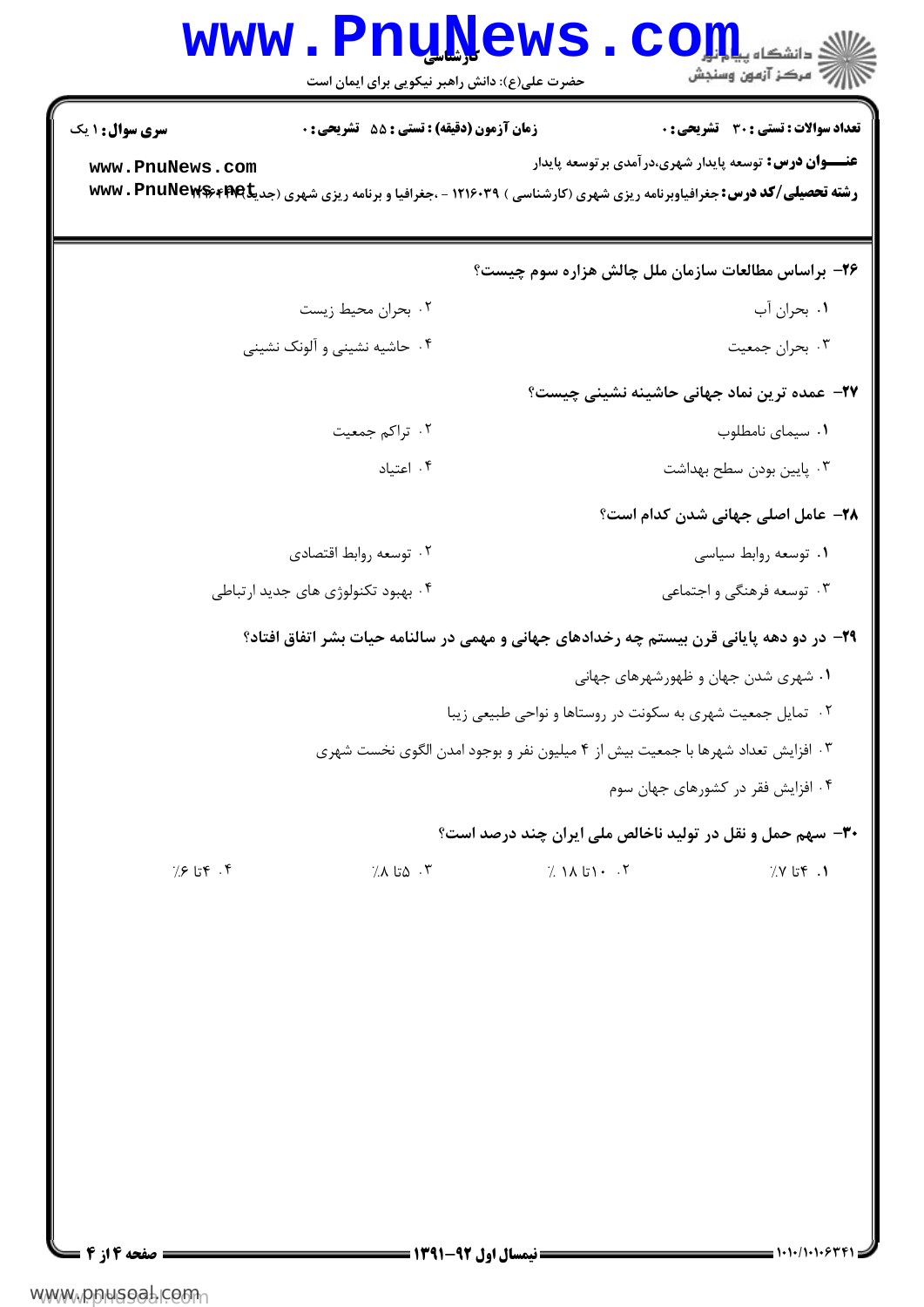**تعداد سوالات : تستی : ۳۰ تشریحی : ۰** | **زمان آزمون (دقیقه) : تستی : ۵۵ تشریحی : ۰** | **سری سوال : ۱ یک**

**عنـــوان درس:** توسعه پایدار شهری،درآمدی بر توسعه پایدار

**رشته تحصیلی/کد درس:** جغرافیاوبرنامه ریزی شهری (کارشناسی ) ۱۲۱۶۰۳۹ - ،جغرافیا و برنامه ریزی شهری (جدید)

**۲۶- براساس مطالعات سازمان ملل چالش هزاره سوم چیست؟**

۱. بحران آب

۲. بحران محیط زیست

۳. بحران جمعیت

۴. حاشیه نشینی و آلونک نشینی

**۲۷- عمده ترین نماد جهانی حاشینه نشینی چیست؟**

۱. سیمای نامطلوب

۲. تراکم جمعیت

۳. پایین بودن سطح بهداشت

۴. اعتیاد

**۲۸- عامل اصلی جهانی شدن کدام است؟**

۱. توسعه روابط سیاسی

۲. توسعه روابط اقتصادی

۳. توسعه فرهنگی و اجتماعی

۴. بهبود تکنولوژی های جدید ارتباطی

**۲۹- در دو دهه پایانی قرن بیستم چه رخدادهای جهانی و مهمی در سالنامه حیات بشر اتفاق افتاد؟**

۱. شهری شدن جهان و ظهورشهرهای جهانی

۲. تمایل جمعیت شهری به سکونت در روستاها و نواحی طبیعی زیبا

۳. افزایش تعداد شهرها با جمعیت بیش از ۴ میلیون نفر و بوجود امدن الگوی نخست شهری

۴. افزایش فقر در کشورهای جهان سوم

**۳۰- سهم حمل و نقل در تولید ناخالص ملی ایران چند درصد است؟**

۱. ۴تا ۷٪

۲. ۱۰تا ۱۸ ٪

۳. ۵تا ۸٪

۴. ۴تا ۶٪